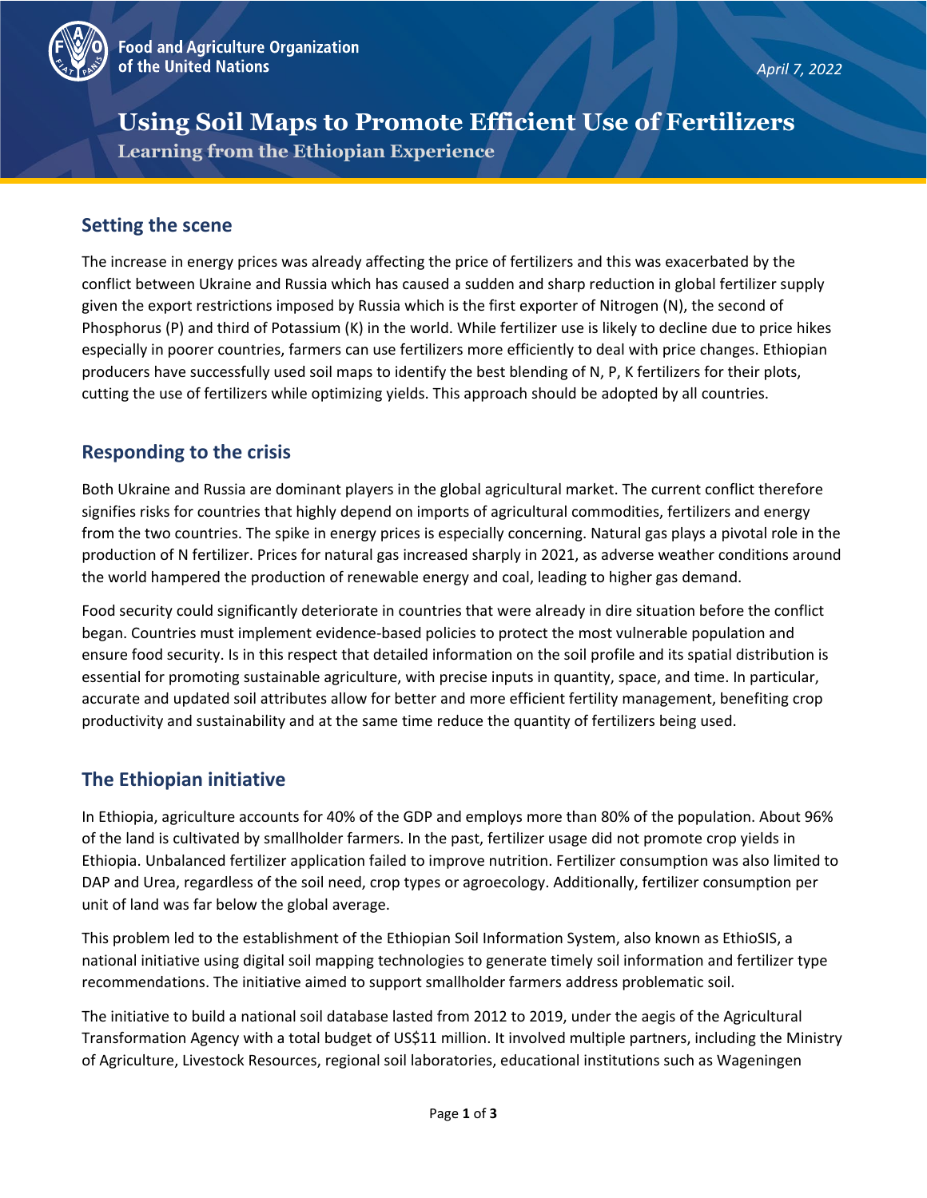Food and Agriculture Organization of the United Nations

*April 7, 2022*

# Using Soil Maps to Promote Efficient Use of Fertilizers

**Learning from the Ethiopian Experience**

## Setting the scene

The increase in energy prices was already affecting the price of fertilizers and this was exacerbated by the conflict between Ukraine and Russia which has caused a sudden and sharp reduction in global fertilizer supply given the export restrictions imposed by Russia which is the first exporter of Nitrogen (N), the second of Phosphorus (P) and third of Potassium (K) in the world. While fertilizer use is likely to decline due to price hikes especially in poorer countries, farmers can use fertilizers more efficiently to deal with price changes. Ethiopian producers have successfully used soil maps to identify the best blending of N, P, K fertilizers for their plots, cutting the use of fertilizers while optimizing yields. This approach should be adopted by all countries.

## Responding to the crisis

Both Ukraine and Russia are dominant players in the global agricultural market. The current conflict therefore signifies risks for countries that highly depend on imports of agricultural commodities, fertilizers and energy from the two countries. The spike in energy prices is especially concerning. Natural gas plays a pivotal role in the production of N fertilizer. Prices for natural gas increased sharply in 2021, as adverse weather conditions around the world hampered the production of renewable energy and coal, leading to higher gas demand.

Food security could significantly deteriorate in countries that were already in dire situation before the conflict began. Countries must implement evidence-based policies to protect the most vulnerable population and ensure food security. Is in this respect that detailed information on the soil profile and its spatial distribution is essential for promoting sustainable agriculture, with precise inputs in quantity, space, and time. In particular, accurate and updated soil attributes allow for better and more efficient fertility management, benefiting crop productivity and sustainability and at the same time reduce the quantity of fertilizers being used.

## The Ethiopian initiative

In Ethiopia, agriculture accounts for 40% of the GDP and employs more than 80% of the population. About 96% of the land is cultivated by smallholder farmers. In the past, fertilizer usage did not promote crop yields in Ethiopia. Unbalanced fertilizer application failed to improve nutrition. Fertilizer consumption was also limited to DAP and Urea, regardless of the soil need, crop types or agroecology. Additionally, fertilizer consumption per unit of land was far below the global average.

This problem led to the establishment of the Ethiopian Soil Information System, also known as EthioSIS, a national initiative using digital soil mapping technologies to generate timely soil information and fertilizer type recommendations. The initiative aimed to support smallholder farmers address problematic soil.

The initiative to build a national soil database lasted from 2012 to 2019, under the aegis of the Agricultural Transformation Agency with a total budget of US$11 million. It involved multiple partners, including the Ministry of Agriculture, Livestock Resources, regional soil laboratories, educational institutions such as Wageningen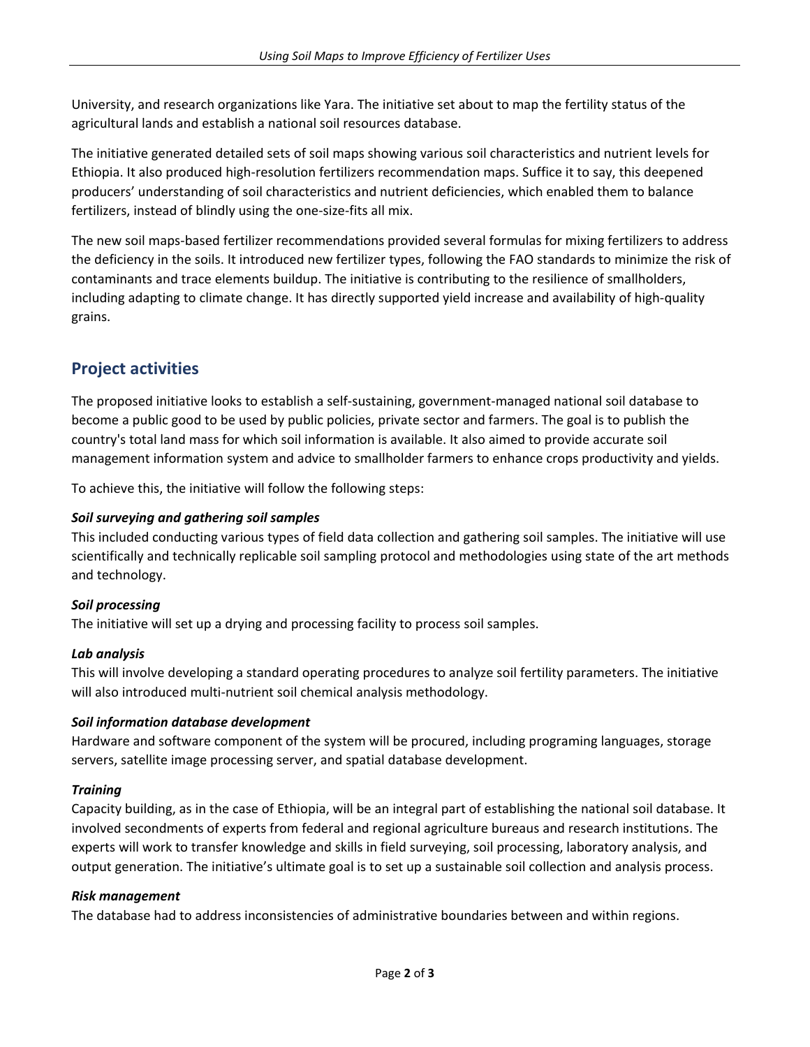University, and research organizations like Yara. The initiative set about to map the fertility status of the agricultural lands and establish a national soil resources database.

The initiative generated detailed sets of soil maps showing various soil characteristics and nutrient levels for Ethiopia. It also produced high-resolution fertilizers recommendation maps. Suffice it to say, this deepened producers' understanding of soil characteristics and nutrient deficiencies, which enabled them to balance fertilizers, instead of blindly using the one-size-fits all mix.

The new soil maps-based fertilizer recommendations provided several formulas for mixing fertilizers to address the deficiency in the soils. It introduced new fertilizer types, following the FAO standards to minimize the risk of contaminants and trace elements buildup. The initiative is contributing to the resilience of smallholders, including adapting to climate change. It has directly supported yield increase and availability of high-quality grains.

## Project activities

The proposed initiative looks to establish a self-sustaining, government-managed national soil database to become a public good to be used by public policies, private sector and farmers. The goal is to publish the country's total land mass for which soil information is available. It also aimed to provide accurate soil management information system and advice to smallholder farmers to enhance crops productivity and yields.

To achieve this, the initiative will follow the following steps:

***Soil surveying and gathering soil samples***
This included conducting various types of field data collection and gathering soil samples. The initiative will use scientifically and technically replicable soil sampling protocol and methodologies using state of the art methods and technology.

***Soil processing***
The initiative will set up a drying and processing facility to process soil samples.

***Lab analysis***
This will involve developing a standard operating procedures to analyze soil fertility parameters. The initiative will also introduced multi-nutrient soil chemical analysis methodology.

***Soil information database development***
Hardware and software component of the system will be procured, including programing languages, storage servers, satellite image processing server, and spatial database development.

***Training***
Capacity building, as in the case of Ethiopia, will be an integral part of establishing the national soil database. It involved secondments of experts from federal and regional agriculture bureaus and research institutions. The experts will work to transfer knowledge and skills in field surveying, soil processing, laboratory analysis, and output generation. The initiative's ultimate goal is to set up a sustainable soil collection and analysis process.

***Risk management***
The database had to address inconsistencies of administrative boundaries between and within regions.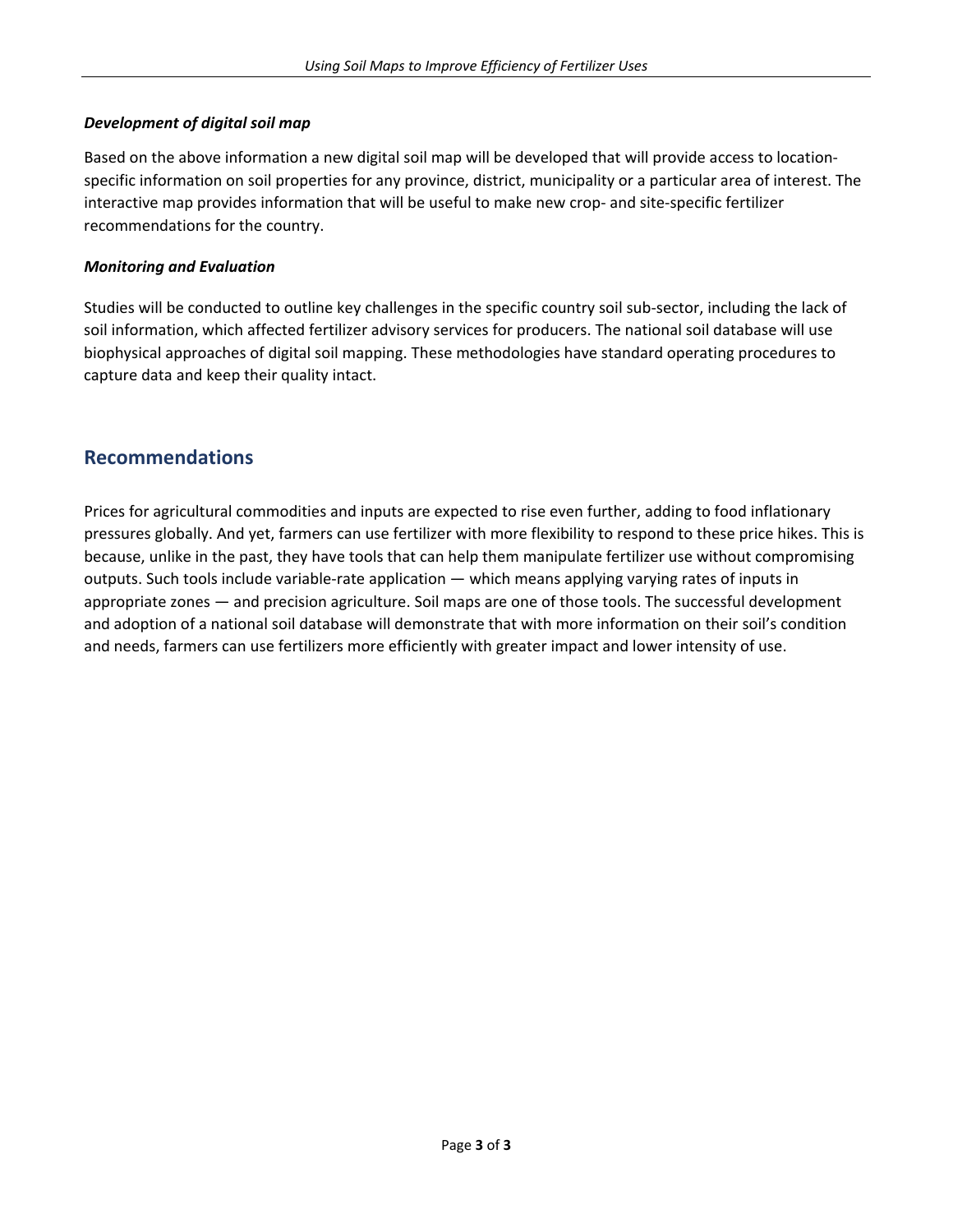### *Development of digital soil map*

Based on the above information a new digital soil map will be developed that will provide access to location-specific information on soil properties for any province, district, municipality or a particular area of interest. The interactive map provides information that will be useful to make new crop- and site-specific fertilizer recommendations for the country.

### *Monitoring and Evaluation*

Studies will be conducted to outline key challenges in the specific country soil sub-sector, including the lack of soil information, which affected fertilizer advisory services for producers. The national soil database will use biophysical approaches of digital soil mapping. These methodologies have standard operating procedures to capture data and keep their quality intact.

## Recommendations

Prices for agricultural commodities and inputs are expected to rise even further, adding to food inflationary pressures globally. And yet, farmers can use fertilizer with more flexibility to respond to these price hikes. This is because, unlike in the past, they have tools that can help them manipulate fertilizer use without compromising outputs. Such tools include variable-rate application — which means applying varying rates of inputs in appropriate zones — and precision agriculture. Soil maps are one of those tools. The successful development and adoption of a national soil database will demonstrate that with more information on their soil's condition and needs, farmers can use fertilizers more efficiently with greater impact and lower intensity of use.